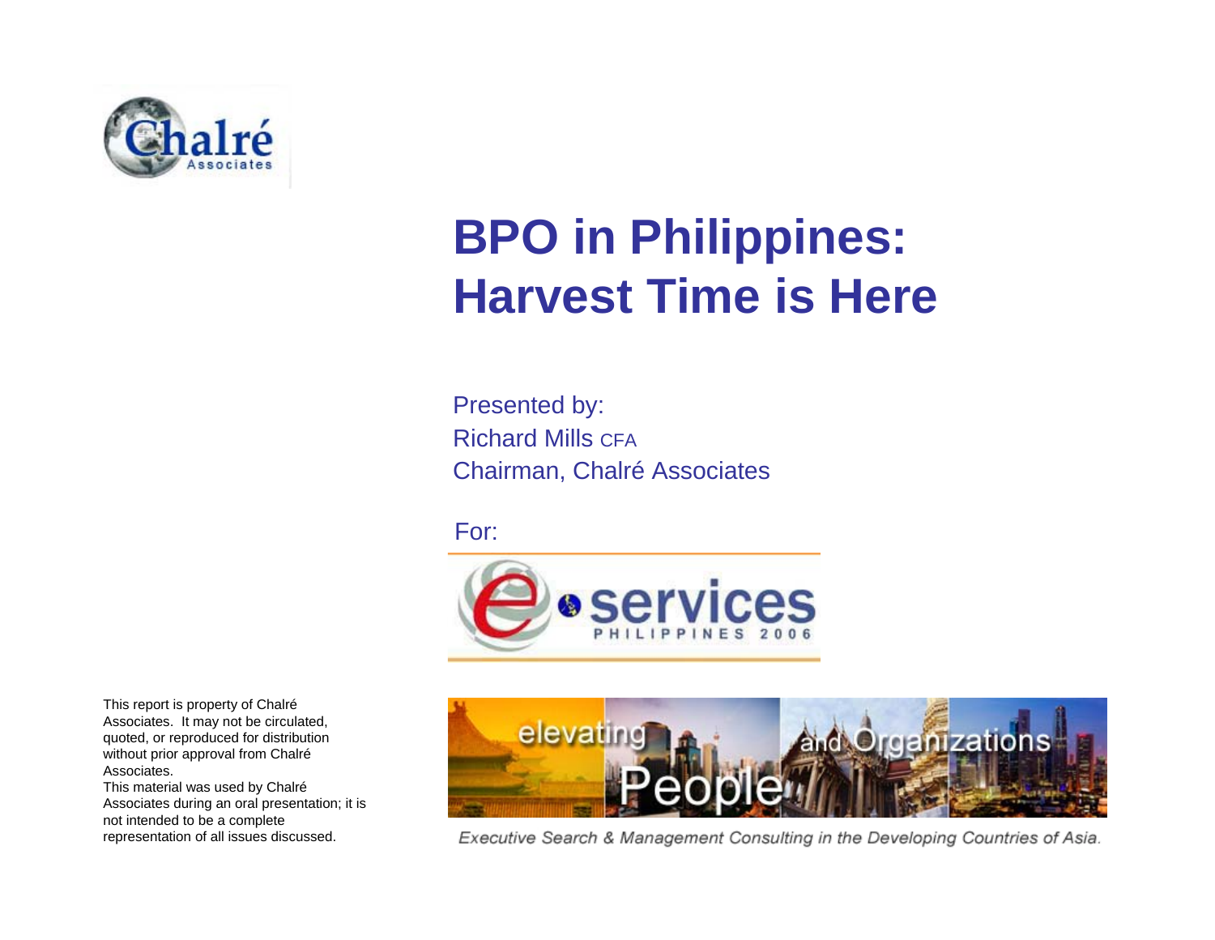Chalré Associates

# BPO in Philippines: Harvest Time is Here

Presented by:
Richard Mills CFA
Chairman, Chalré Associates

For:

e-services PHILIPPINES 2006

elevating People and Organizations

*Executive Search & Management Consulting in the Developing Countries of Asia.*

This report is property of Chalré Associates. It may not be circulated, quoted, or reproduced for distribution without prior approval from Chalré Associates.
This material was used by Chalré Associates during an oral presentation; it is not intended to be a complete representation of all issues discussed.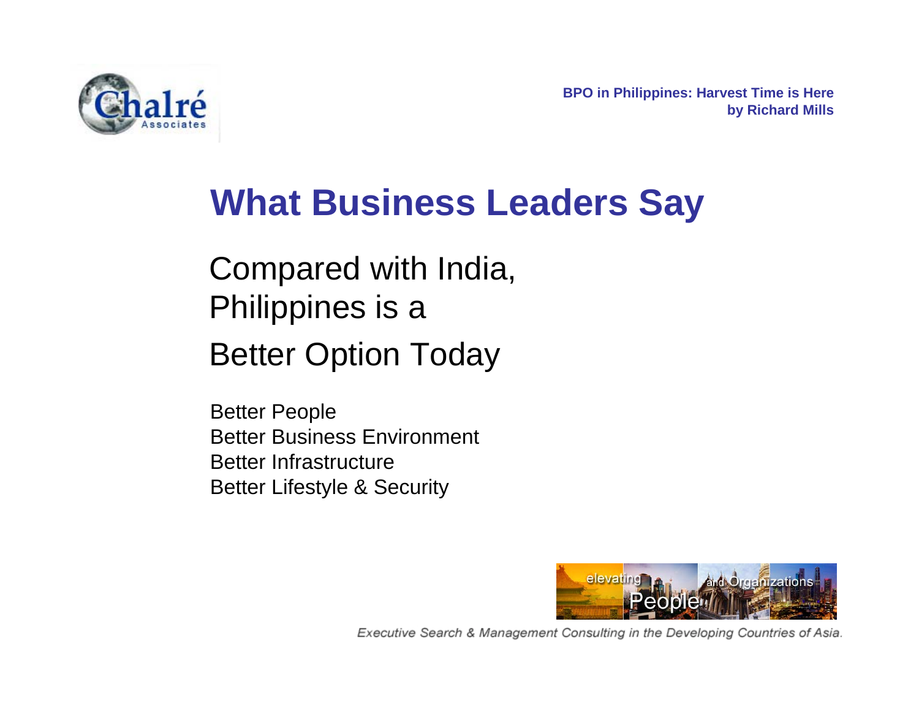# What Business Leaders Say

## Compared with India, Philippines is a Better Option Today

Better People
Better Business Environment
Better Infrastructure
Better Lifestyle & Security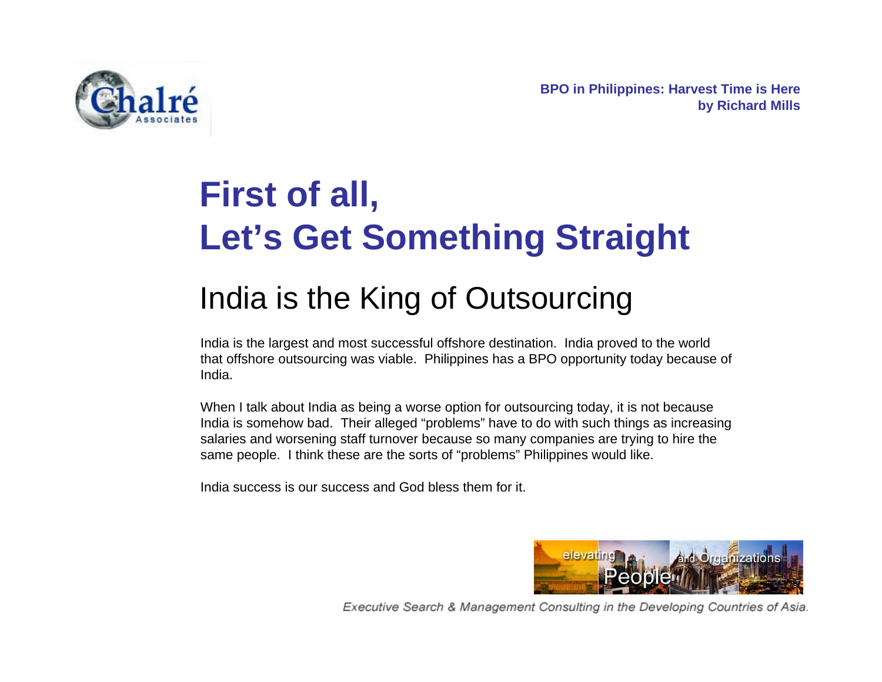# First of all, Let's Get Something Straight

## India is the King of Outsourcing

India is the largest and most successful offshore destination. India proved to the world that offshore outsourcing was viable. Philippines has a BPO opportunity today because of India.

When I talk about India as being a worse option for outsourcing today, it is not because India is somehow bad. Their alleged "problems" have to do with such things as increasing salaries and worsening staff turnover because so many companies are trying to hire the same people. I think these are the sorts of "problems" Philippines would like.

India success is our success and God bless them for it.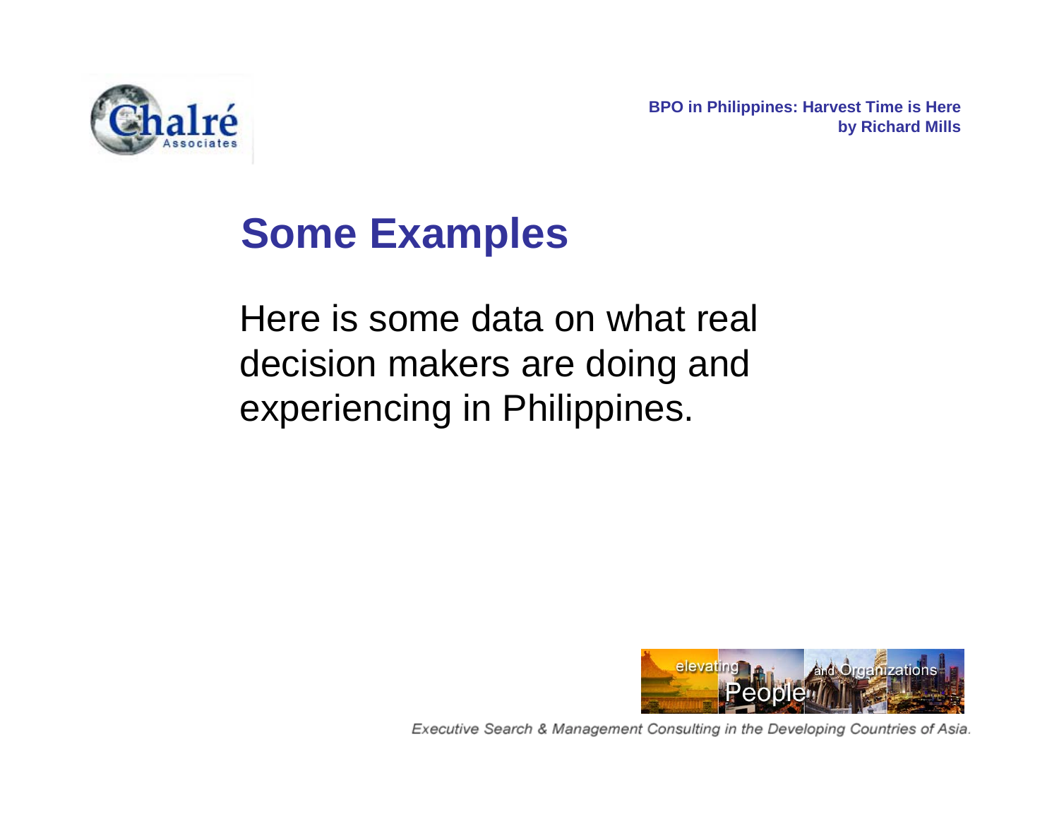## Some Examples

Here is some data on what real decision makers are doing and experiencing in Philippines.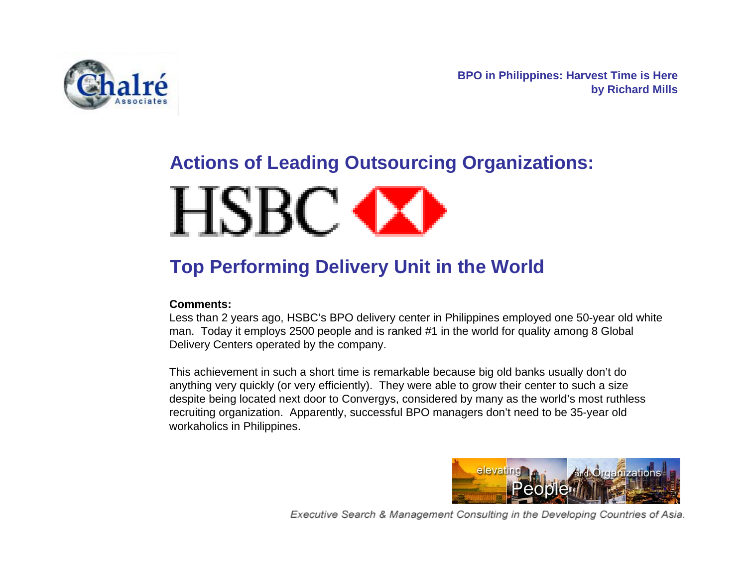## Actions of Leading Outsourcing Organizations:

HSBC

## Top Performing Delivery Unit in the World

**Comments:**

Less than 2 years ago, HSBC's BPO delivery center in Philippines employed one 50-year old white man. Today it employs 2500 people and is ranked #1 in the world for quality among 8 Global Delivery Centers operated by the company.

This achievement in such a short time is remarkable because big old banks usually don't do anything very quickly (or very efficiently). They were able to grow their center to such a size despite being located next door to Convergys, considered by many as the world's most ruthless recruiting organization. Apparently, successful BPO managers don't need to be 35-year old workaholics in Philippines.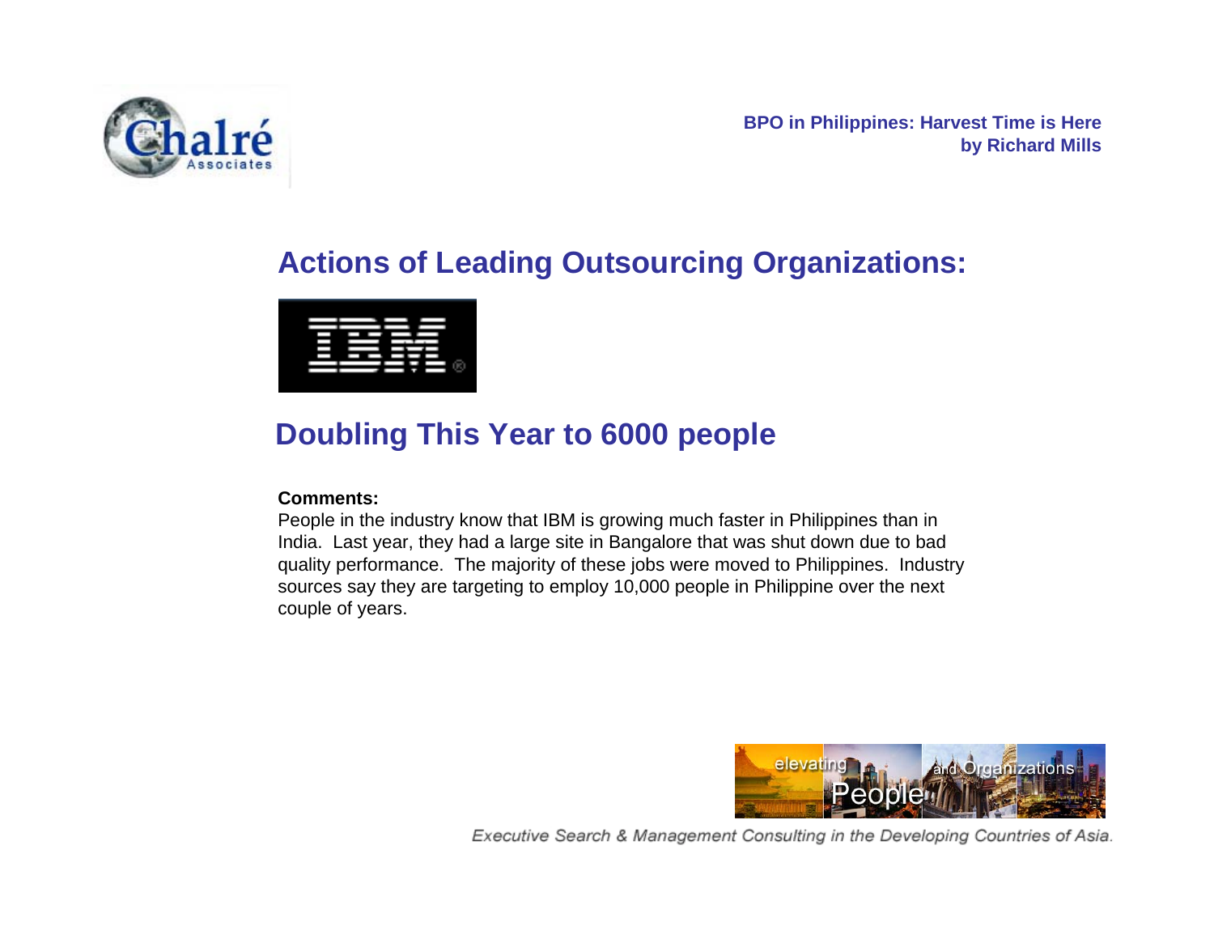## Actions of Leading Outsourcing Organizations:

IBM

## Doubling This Year to 6000 people

**Comments:**
People in the industry know that IBM is growing much faster in Philippines than in India. Last year, they had a large site in Bangalore that was shut down due to bad quality performance. The majority of these jobs were moved to Philippines. Industry sources say they are targeting to employ 10,000 people in Philippine over the next couple of years.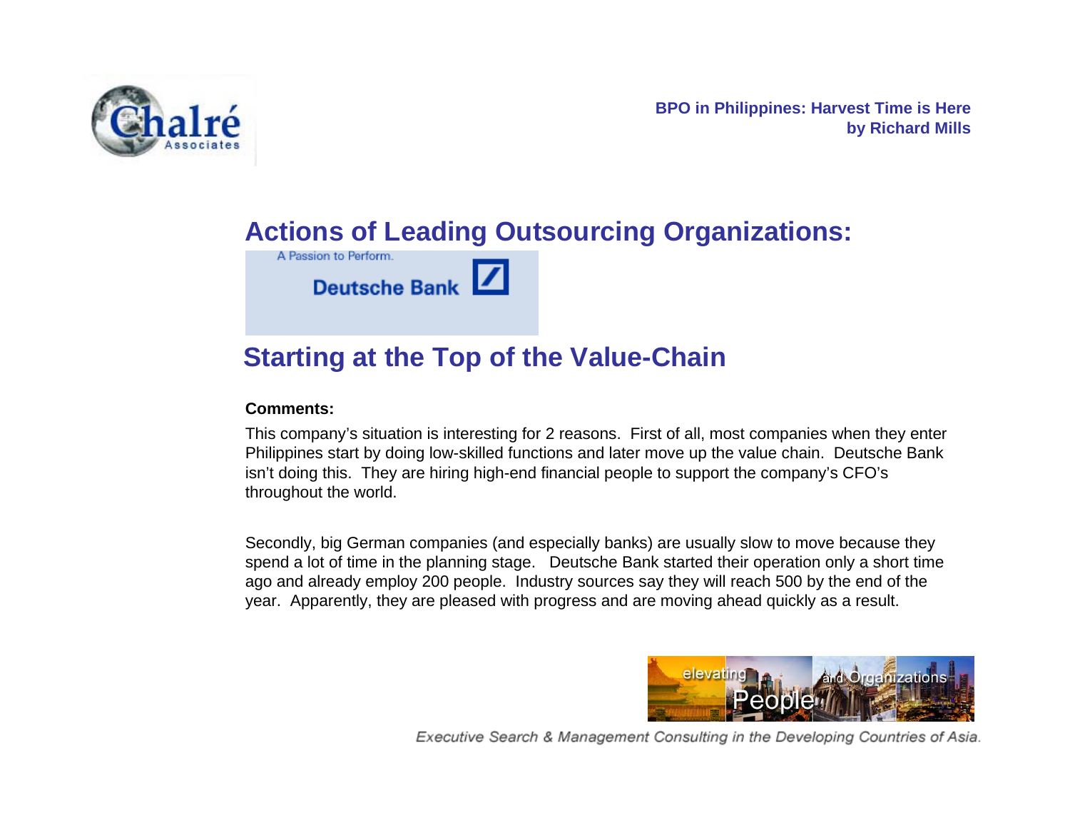## Actions of Leading Outsourcing Organizations:

A Passion to Perform.

Deutsche Bank

## Starting at the Top of the Value-Chain

**Comments:**

This company's situation is interesting for 2 reasons. First of all, most companies when they enter Philippines start by doing low-skilled functions and later move up the value chain. Deutsche Bank isn't doing this. They are hiring high-end financial people to support the company's CFO's throughout the world.

Secondly, big German companies (and especially banks) are usually slow to move because they spend a lot of time in the planning stage. Deutsche Bank started their operation only a short time ago and already employ 200 people. Industry sources say they will reach 500 by the end of the year. Apparently, they are pleased with progress and are moving ahead quickly as a result.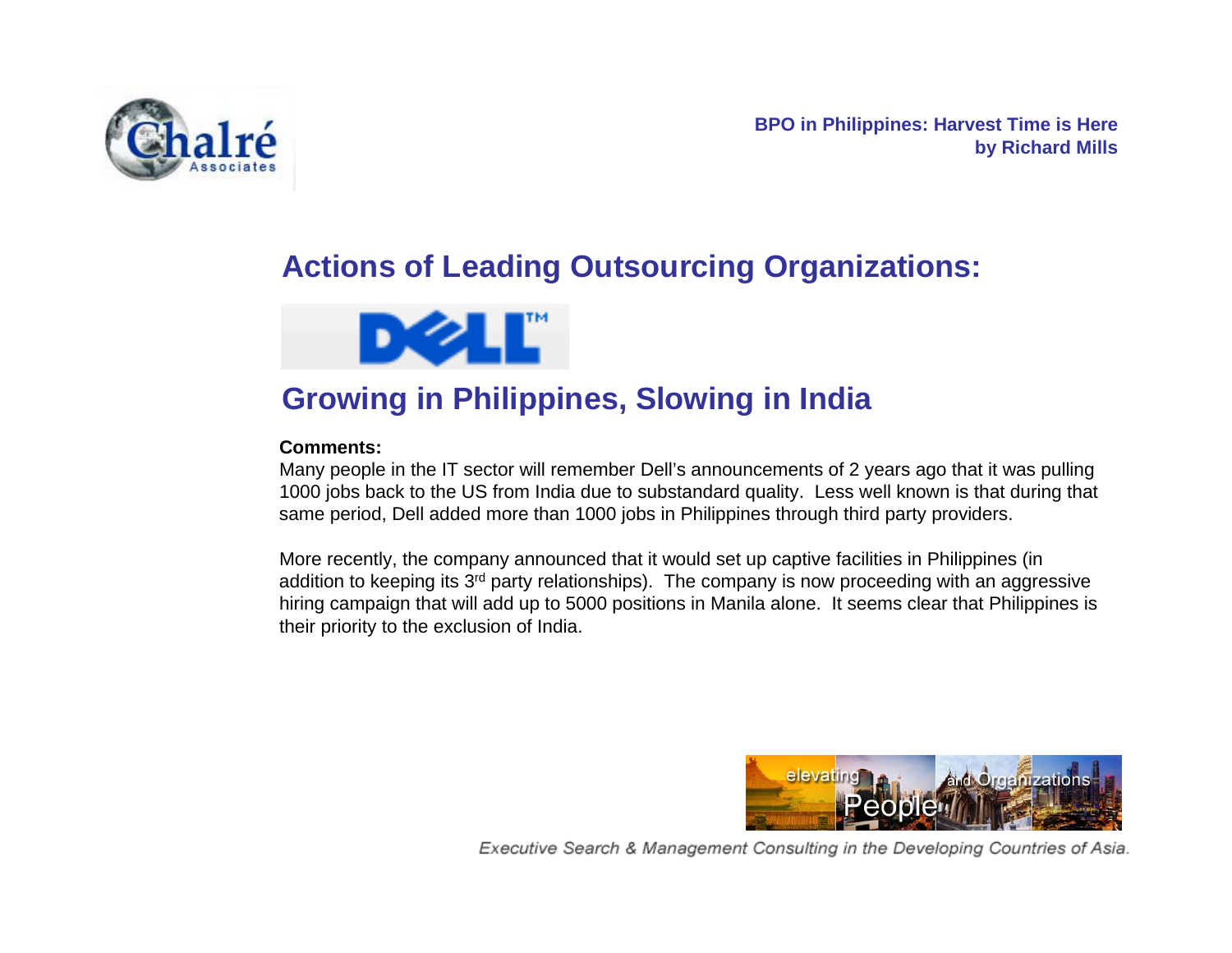## Actions of Leading Outsourcing Organizations:

DELL

## Growing in Philippines, Slowing in India

**Comments:**

Many people in the IT sector will remember Dell's announcements of 2 years ago that it was pulling 1000 jobs back to the US from India due to substandard quality. Less well known is that during that same period, Dell added more than 1000 jobs in Philippines through third party providers.

More recently, the company announced that it would set up captive facilities in Philippines (in addition to keeping its 3rd party relationships). The company is now proceeding with an aggressive hiring campaign that will add up to 5000 positions in Manila alone. It seems clear that Philippines is their priority to the exclusion of India.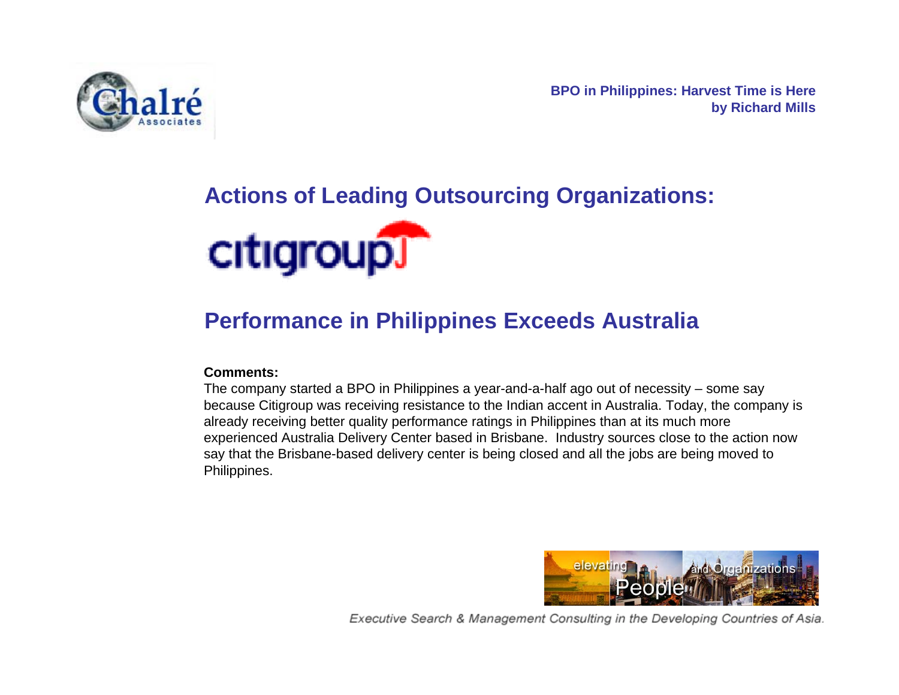## Actions of Leading Outsourcing Organizations:

citigroup

## Performance in Philippines Exceeds Australia

**Comments:**

The company started a BPO in Philippines a year-and-a-half ago out of necessity – some say because Citigroup was receiving resistance to the Indian accent in Australia. Today, the company is already receiving better quality performance ratings in Philippines than at its much more experienced Australia Delivery Center based in Brisbane. Industry sources close to the action now say that the Brisbane-based delivery center is being closed and all the jobs are being moved to Philippines.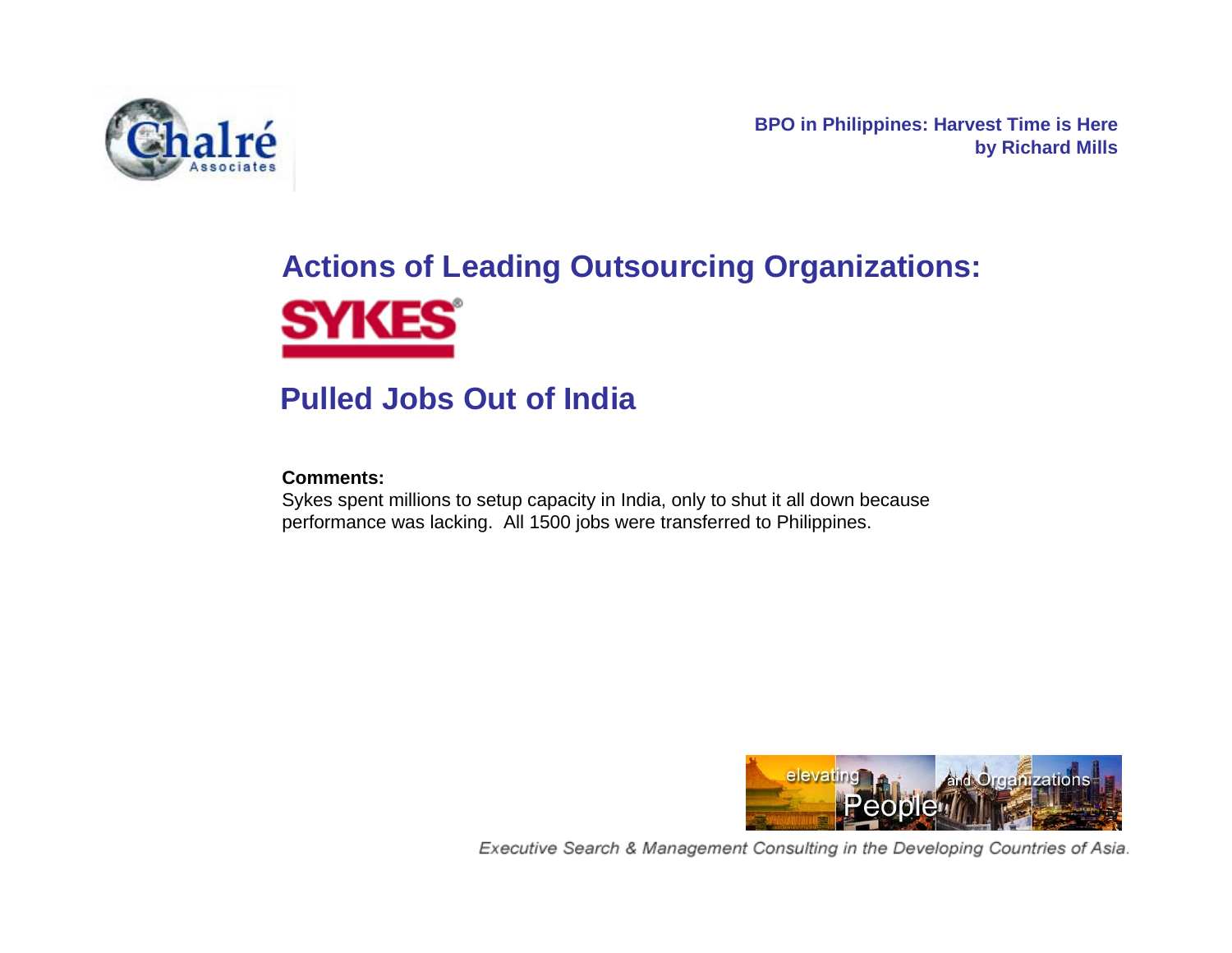## Actions of Leading Outsourcing Organizations:

SYKES

## Pulled Jobs Out of India

**Comments:**
Sykes spent millions to setup capacity in India, only to shut it all down because performance was lacking. All 1500 jobs were transferred to Philippines.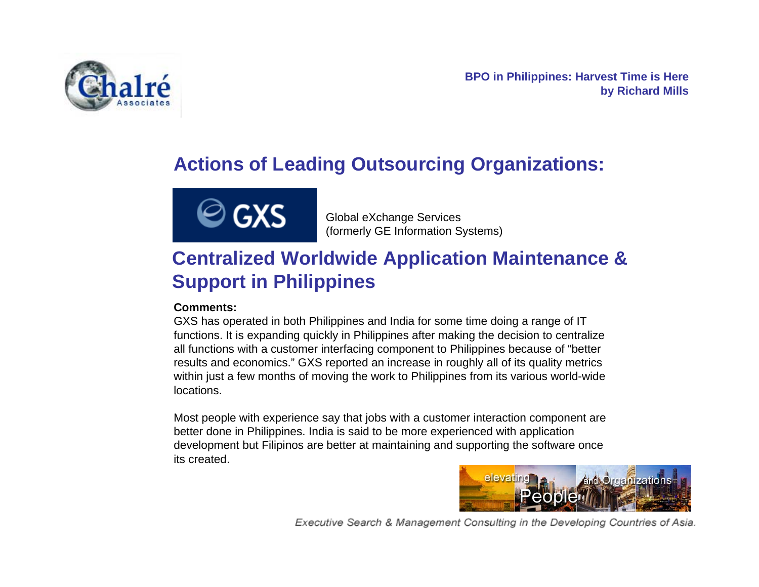## Actions of Leading Outsourcing Organizations:

GXS

Global eXchange Services
(formerly GE Information Systems)

## Centralized Worldwide Application Maintenance & Support in Philippines

**Comments:**

GXS has operated in both Philippines and India for some time doing a range of IT functions. It is expanding quickly in Philippines after making the decision to centralize all functions with a customer interfacing component to Philippines because of "better results and economics." GXS reported an increase in roughly all of its quality metrics within just a few months of moving the work to Philippines from its various world-wide locations.

Most people with experience say that jobs with a customer interaction component are better done in Philippines. India is said to be more experienced with application development but Filipinos are better at maintaining and supporting the software once its created.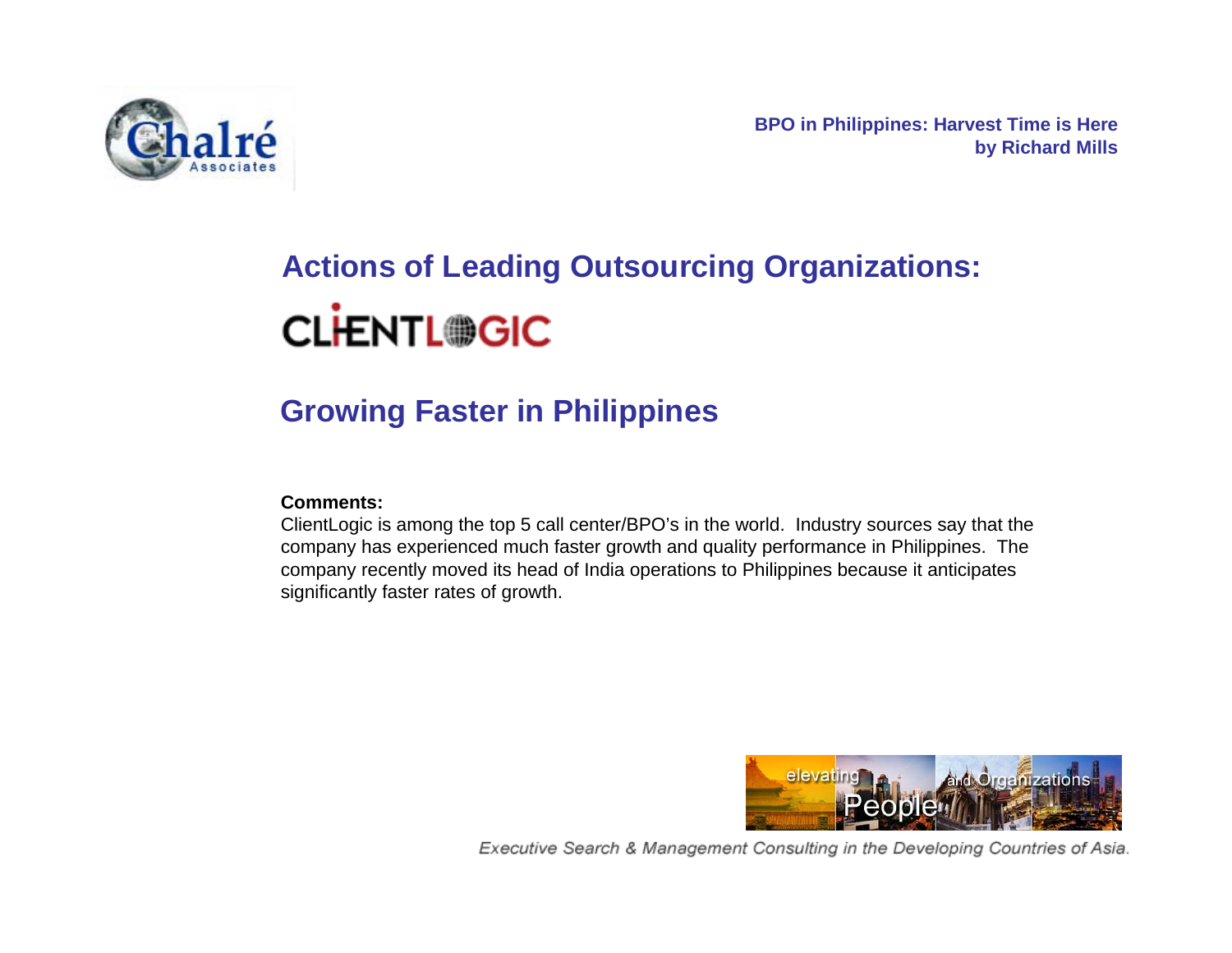## Actions of Leading Outsourcing Organizations:

CLIENTLOGIC

## Growing Faster in Philippines

**Comments:**

ClientLogic is among the top 5 call center/BPO's in the world. Industry sources say that the company has experienced much faster growth and quality performance in Philippines. The company recently moved its head of India operations to Philippines because it anticipates significantly faster rates of growth.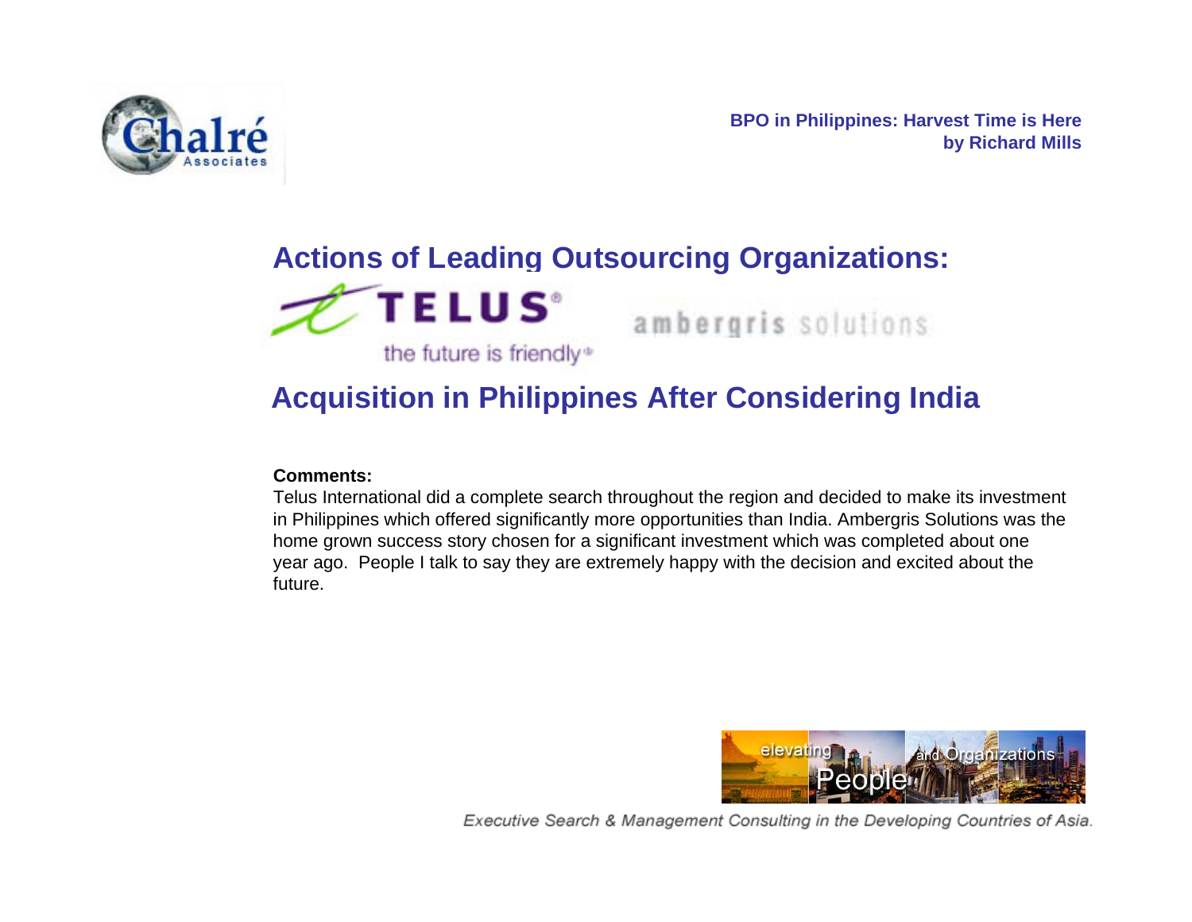## Actions of Leading Outsourcing Organizations:

TELUS® the future is friendly®

ambergris solutions

## Acquisition in Philippines After Considering India

**Comments:**

Telus International did a complete search throughout the region and decided to make its investment in Philippines which offered significantly more opportunities than India. Ambergris Solutions was the home grown success story chosen for a significant investment which was completed about one year ago. People I talk to say they are extremely happy with the decision and excited about the future.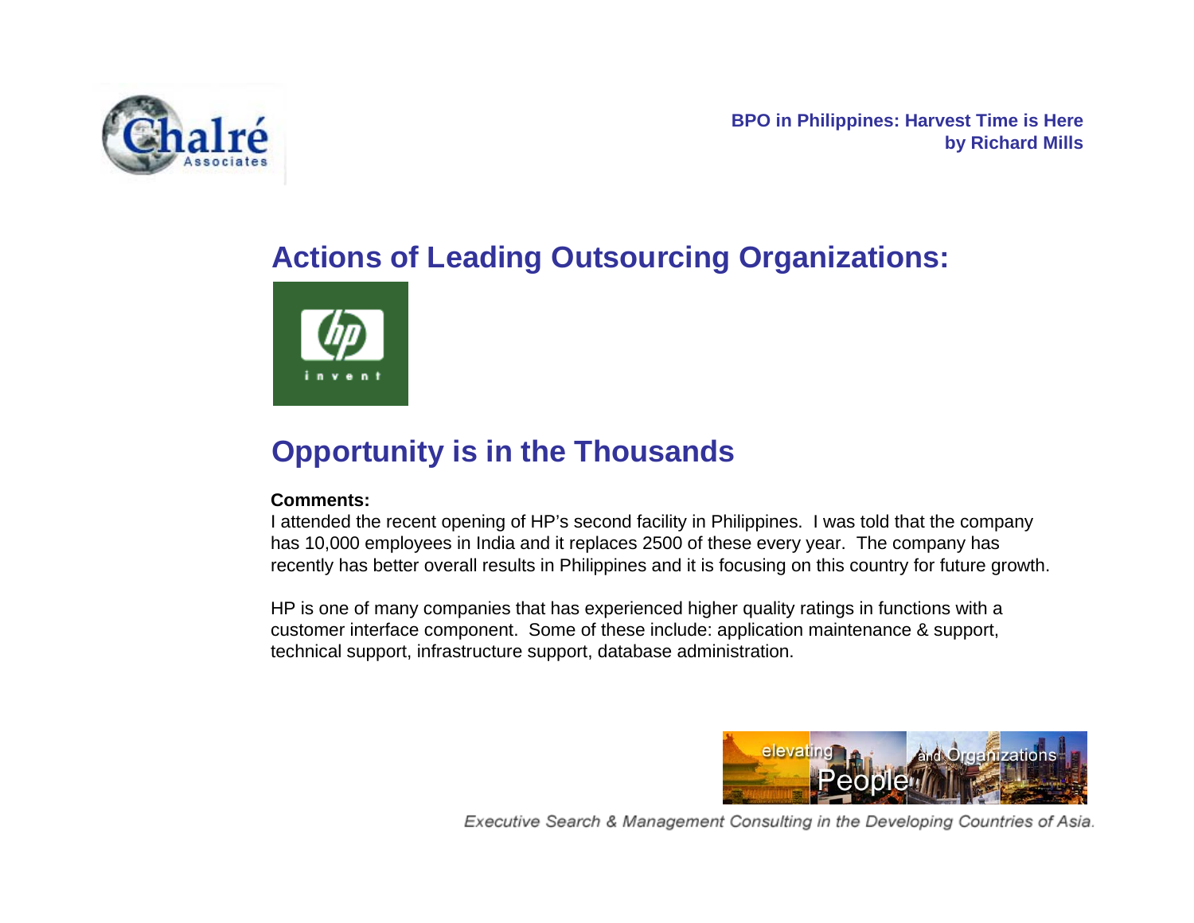## Actions of Leading Outsourcing Organizations:

## Opportunity is in the Thousands

**Comments:**
I attended the recent opening of HP's second facility in Philippines. I was told that the company has 10,000 employees in India and it replaces 2500 of these every year. The company has recently has better overall results in Philippines and it is focusing on this country for future growth.

HP is one of many companies that has experienced higher quality ratings in functions with a customer interface component. Some of these include: application maintenance & support, technical support, infrastructure support, database administration.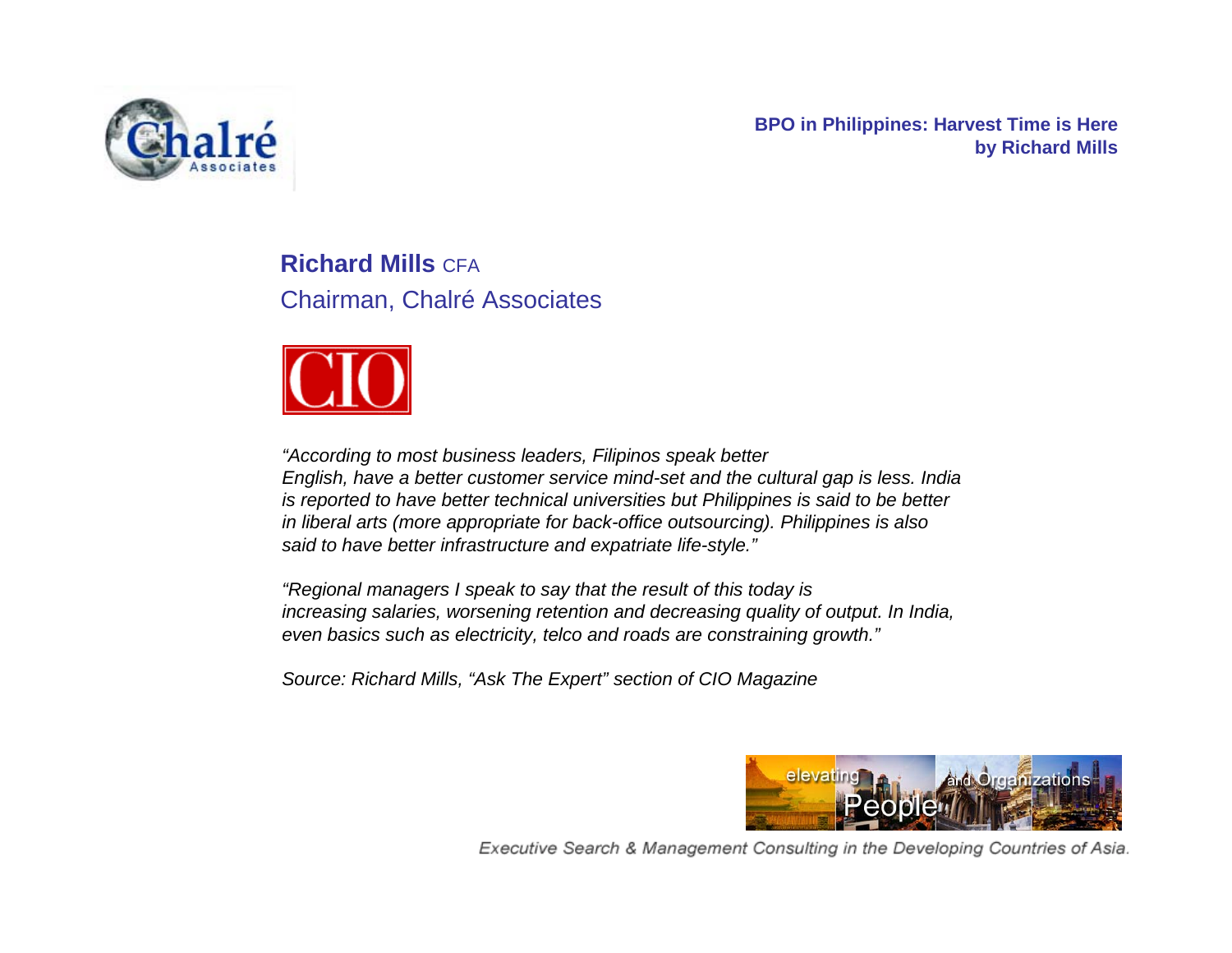**Richard Mills** CFA

Chairman, Chalré Associates

CIO

*"According to most business leaders, Filipinos speak better English, have a better customer service mind-set and the cultural gap is less. India is reported to have better technical universities but Philippines is said to be better in liberal arts (more appropriate for back-office outsourcing). Philippines is also said to have better infrastructure and expatriate life-style."*

*"Regional managers I speak to say that the result of this today is increasing salaries, worsening retention and decreasing quality of output. In India, even basics such as electricity, telco and roads are constraining growth."*

*Source: Richard Mills, "Ask The Expert" section of CIO Magazine*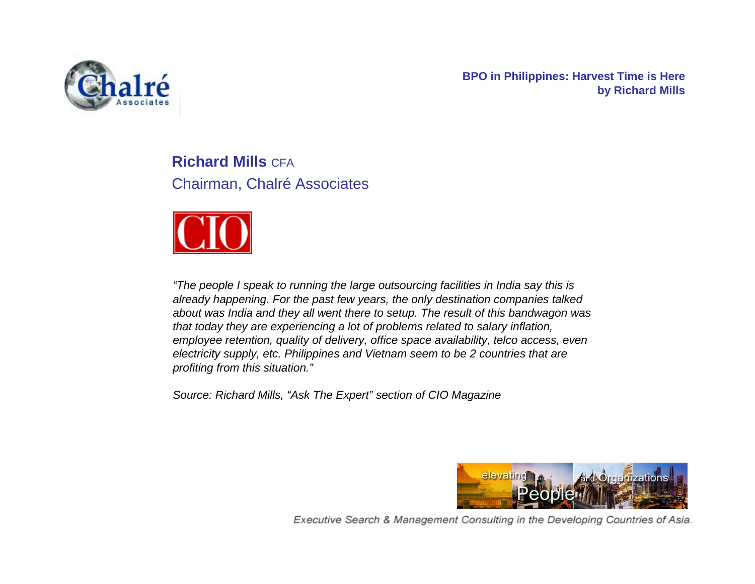**Richard Mills** CFA

Chairman, Chalré Associates

CIO

*"The people I speak to running the large outsourcing facilities in India say this is already happening. For the past few years, the only destination companies talked about was India and they all went there to setup. The result of this bandwagon was that today they are experiencing a lot of problems related to salary inflation, employee retention, quality of delivery, office space availability, telco access, even electricity supply, etc. Philippines and Vietnam seem to be 2 countries that are profiting from this situation."*

*Source: Richard Mills, "Ask The Expert" section of CIO Magazine*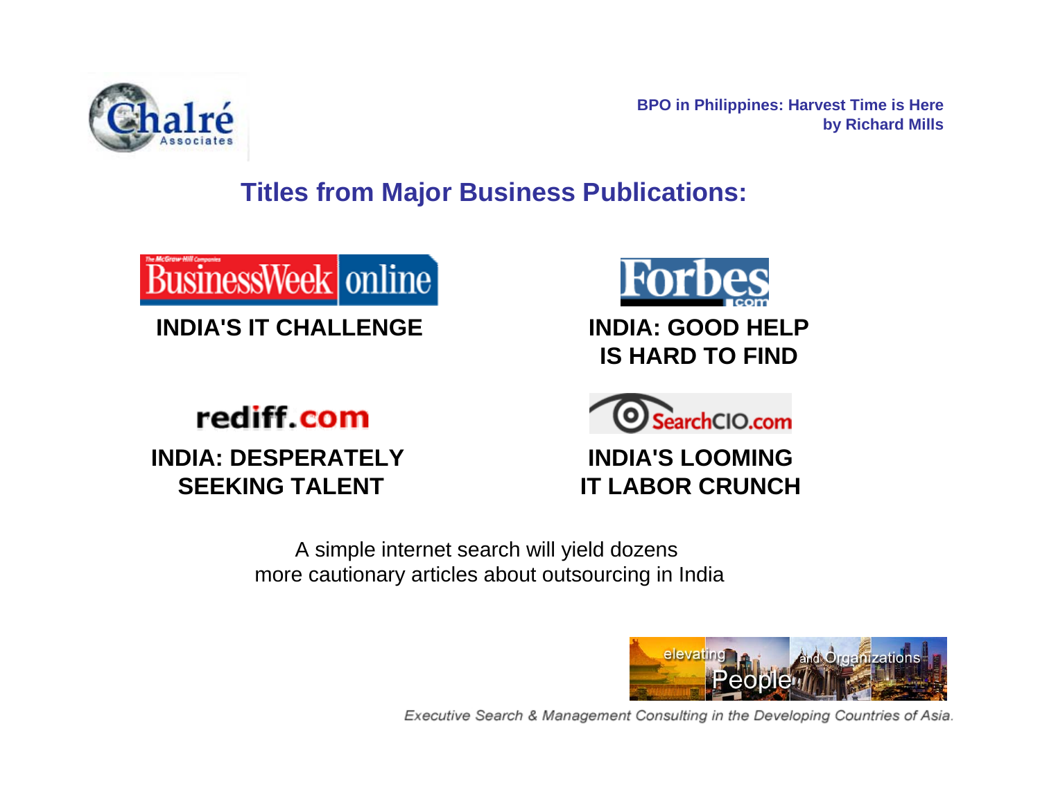## Titles from Major Business Publications:

BusinessWeek online

**INDIA'S IT CHALLENGE**

Forbes.com

**INDIA: GOOD HELP IS HARD TO FIND**

rediff.com

**INDIA: DESPERATELY SEEKING TALENT**

SearchCIO.com

**INDIA'S LOOMING IT LABOR CRUNCH**

A simple internet search will yield dozens more cautionary articles about outsourcing in India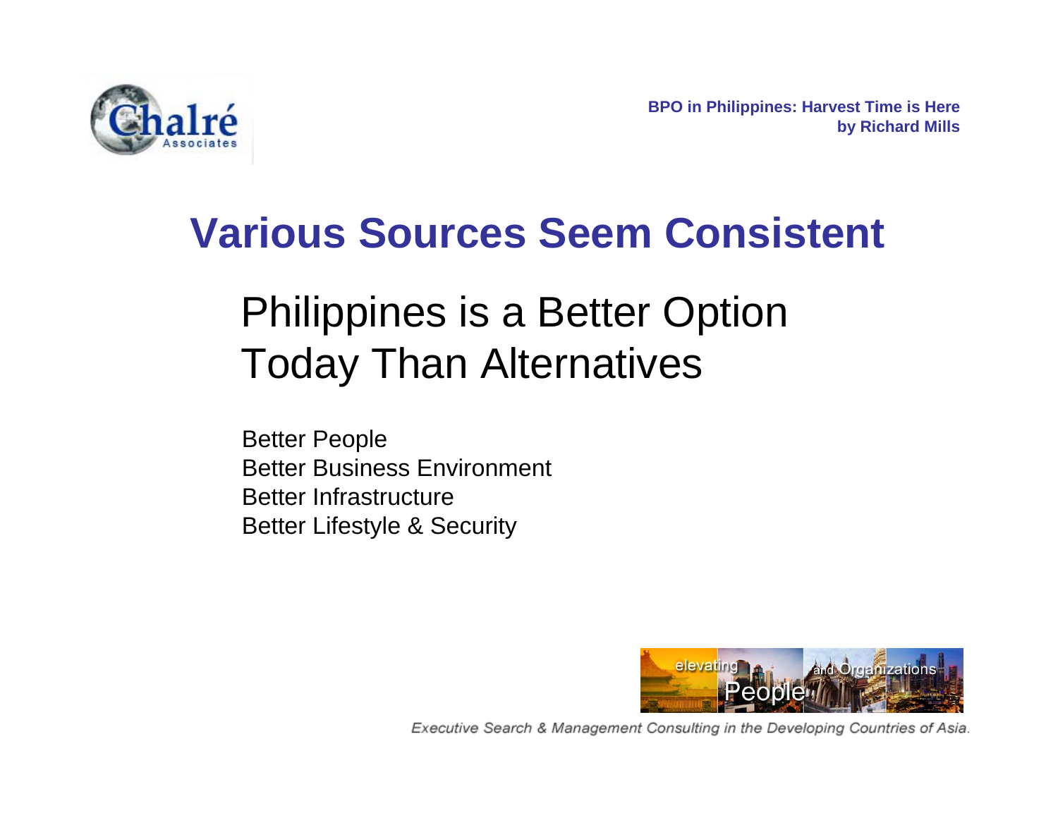# Various Sources Seem Consistent

## Philippines is a Better Option Today Than Alternatives

Better People
Better Business Environment
Better Infrastructure
Better Lifestyle & Security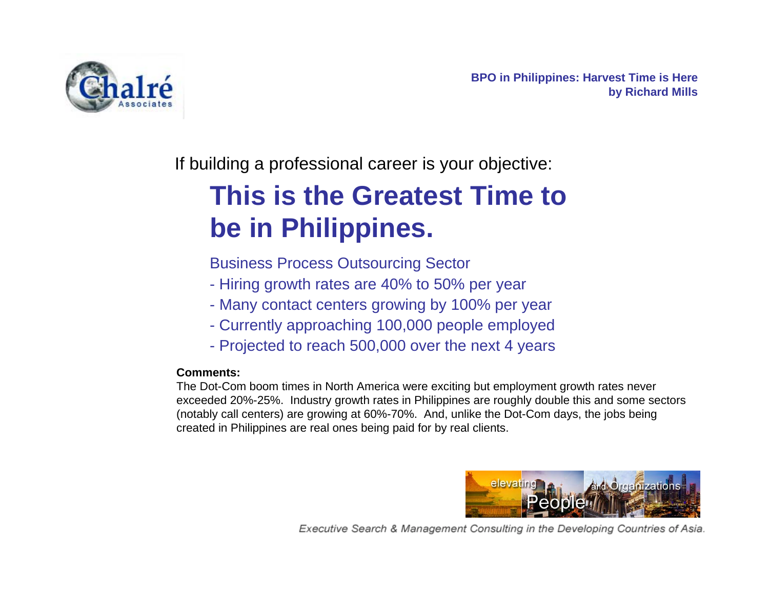If building a professional career is your objective:

# This is the Greatest Time to be in Philippines.

Business Process Outsourcing Sector

- Hiring growth rates are 40% to 50% per year
- Many contact centers growing by 100% per year
- Currently approaching 100,000 people employed
- Projected to reach 500,000 over the next 4 years

**Comments:**

The Dot-Com boom times in North America were exciting but employment growth rates never exceeded 20%-25%. Industry growth rates in Philippines are roughly double this and some sectors (notably call centers) are growing at 60%-70%. And, unlike the Dot-Com days, the jobs being created in Philippines are real ones being paid for by real clients.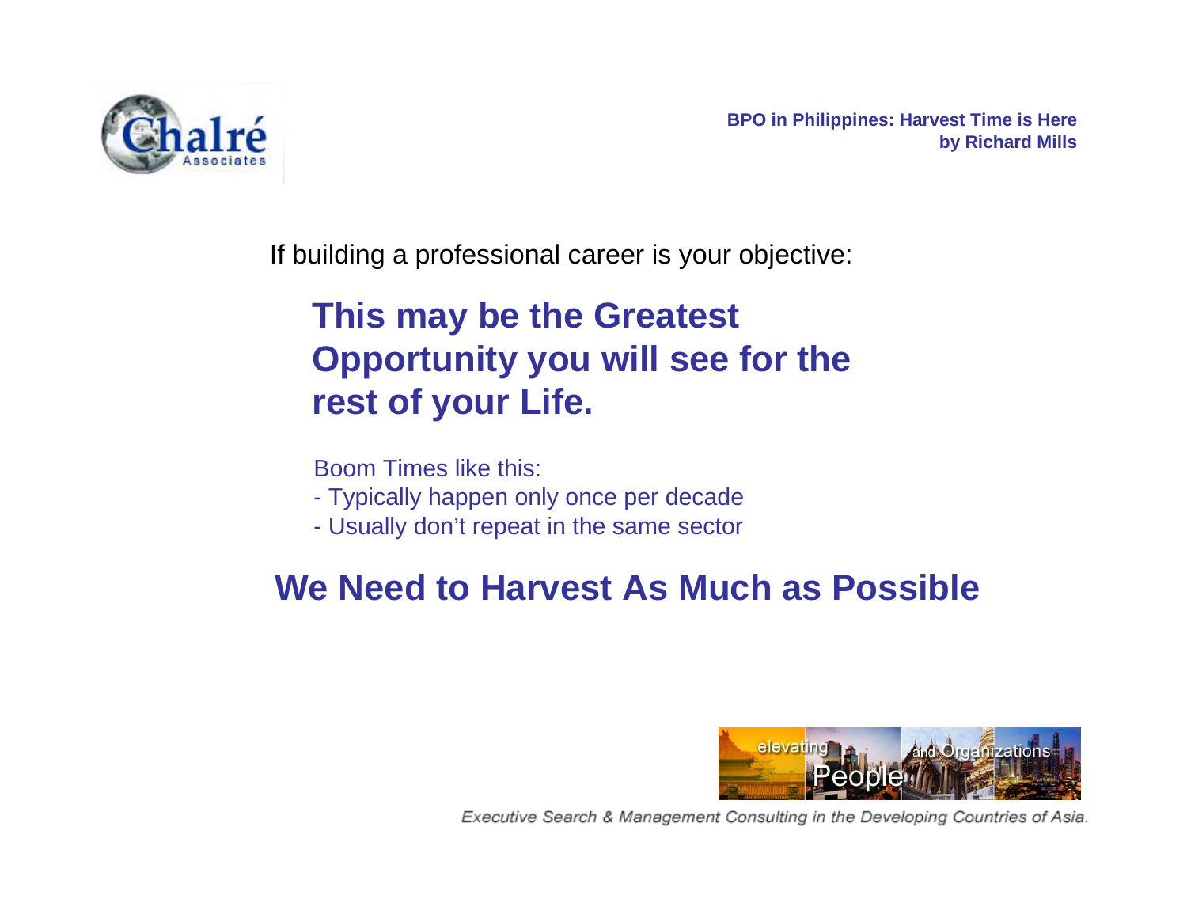If building a professional career is your objective:

## This may be the Greatest Opportunity you will see for the rest of your Life.

Boom Times like this:

- Typically happen only once per decade
- Usually don't repeat in the same sector

## We Need to Harvest As Much as Possible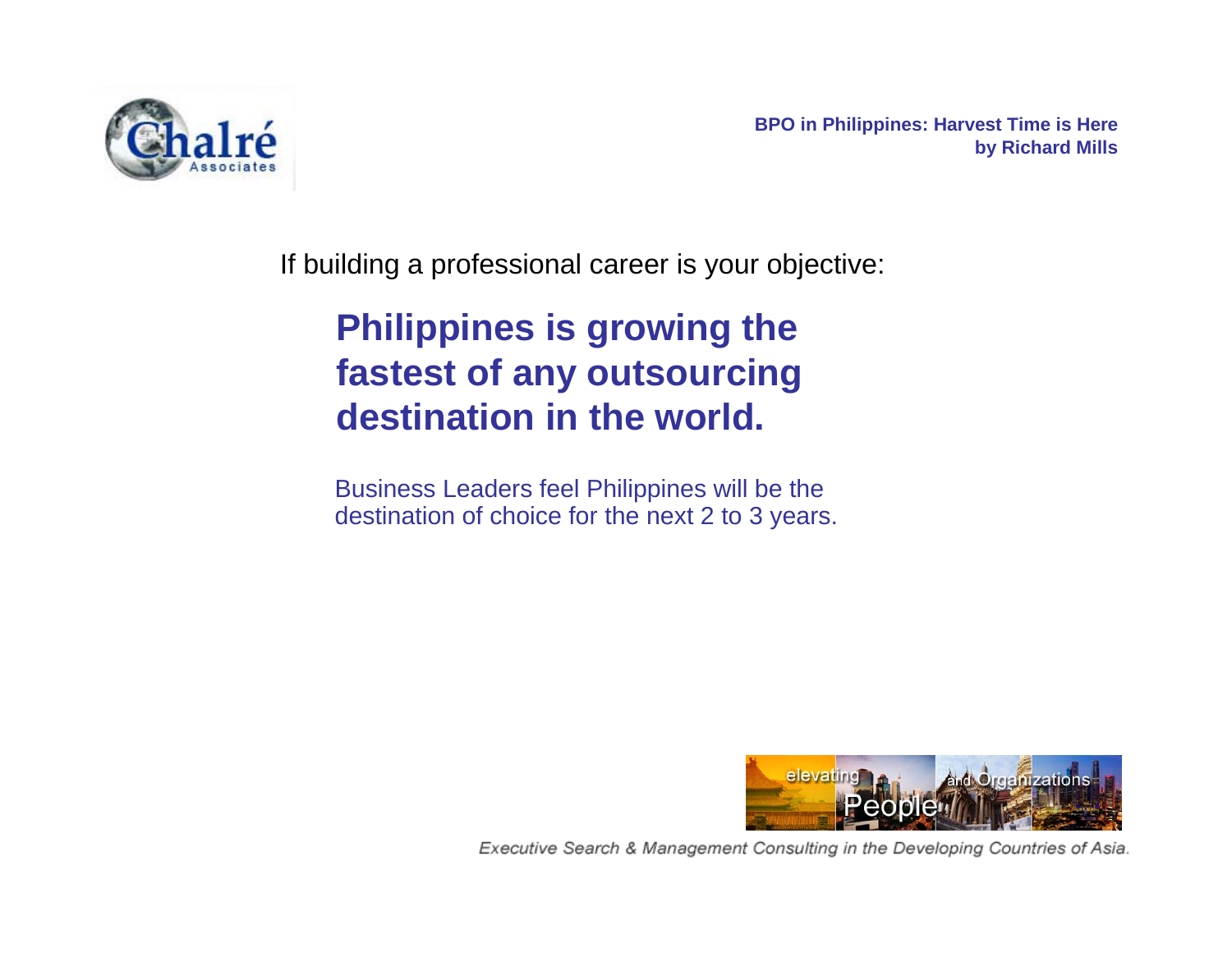If building a professional career is your objective:

## Philippines is growing the fastest of any outsourcing destination in the world.

Business Leaders feel Philippines will be the destination of choice for the next 2 to 3 years.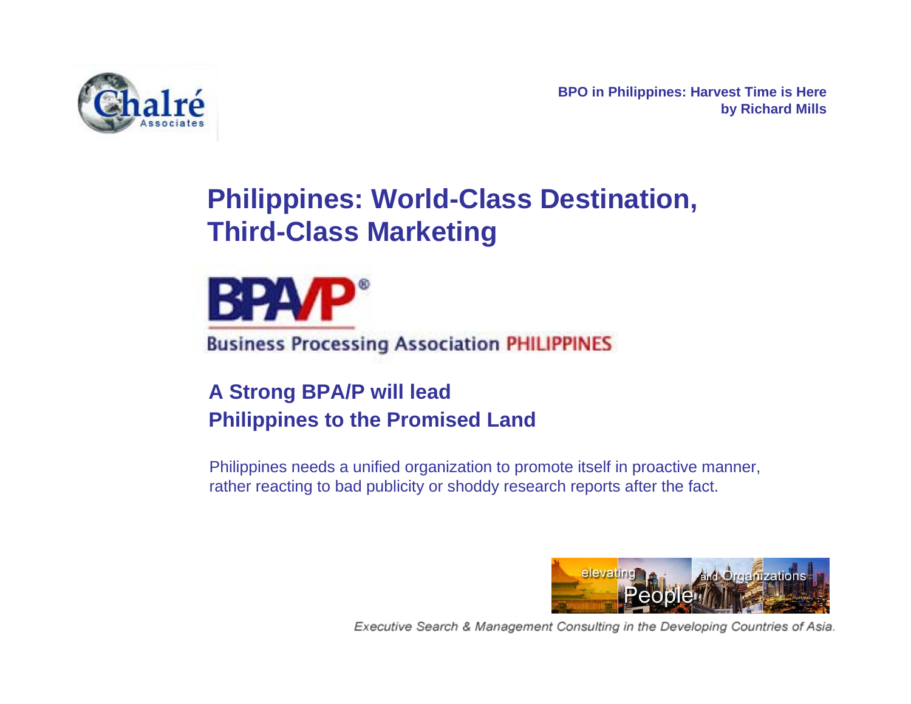# Philippines: World-Class Destination, Third-Class Marketing

BPA/P®

Business Processing Association PHILIPPINES

## A Strong BPA/P will lead Philippines to the Promised Land

Philippines needs a unified organization to promote itself in proactive manner, rather reacting to bad publicity or shoddy research reports after the fact.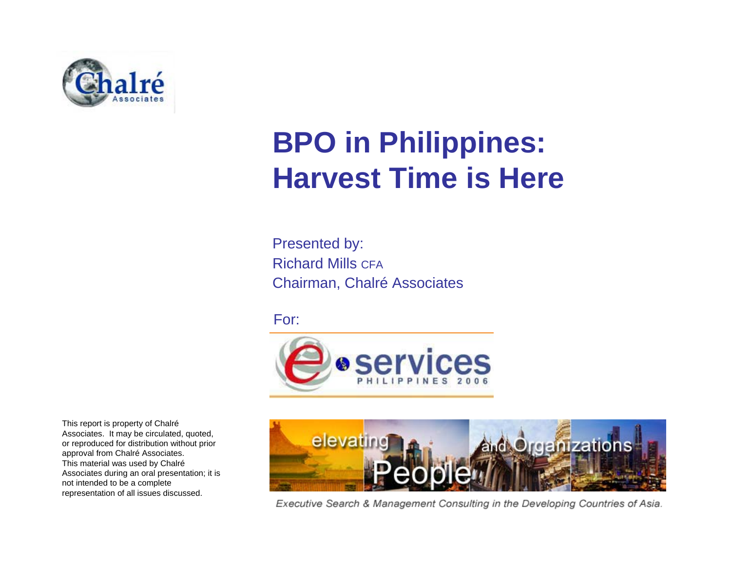# BPO in Philippines: Harvest Time is Here

Presented by:
Richard Mills CFA
Chairman, Chalré Associates

For:

This report is property of Chalré Associates. It may be circulated, quoted, or reproduced for distribution without prior approval from Chalré Associates. This material was used by Chalré Associates during an oral presentation; it is not intended to be a complete representation of all issues discussed.

*Executive Search & Management Consulting in the Developing Countries of Asia.*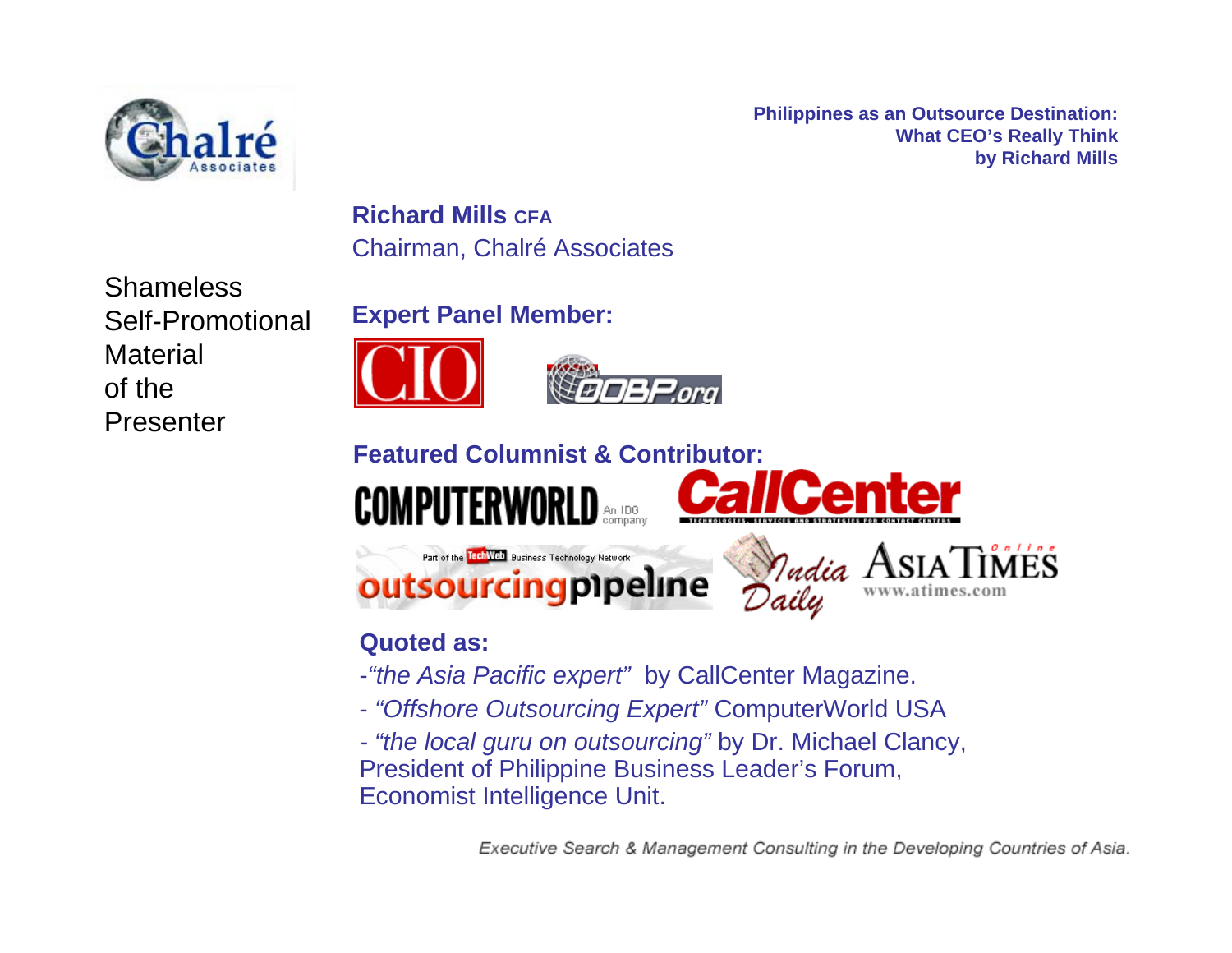Philippines as an Outsource Destination: What CEO's Really Think by Richard Mills

**Richard Mills CFA**
Chairman, Chalré Associates

Shameless Self-Promotional Material of the Presenter

**Expert Panel Member:**

CIO

OOBP.org

**Featured Columnist & Contributor:**

COMPUTERWORLD An IDG company

CallCenter TECHNOLOGIES, SERVICES AND STRATEGIES FOR CONTACT CENTERS

Part of the TechWeb Business Technology Network outsourcingpipeline

India Daily

Asia Times Online www.atimes.com

**Quoted as:**

-*"the Asia Pacific expert"* by CallCenter Magazine.

- *"Offshore Outsourcing Expert"* ComputerWorld USA

- *"the local guru on outsourcing"* by Dr. Michael Clancy, President of Philippine Business Leader's Forum, Economist Intelligence Unit.

*Executive Search & Management Consulting in the Developing Countries of Asia.*